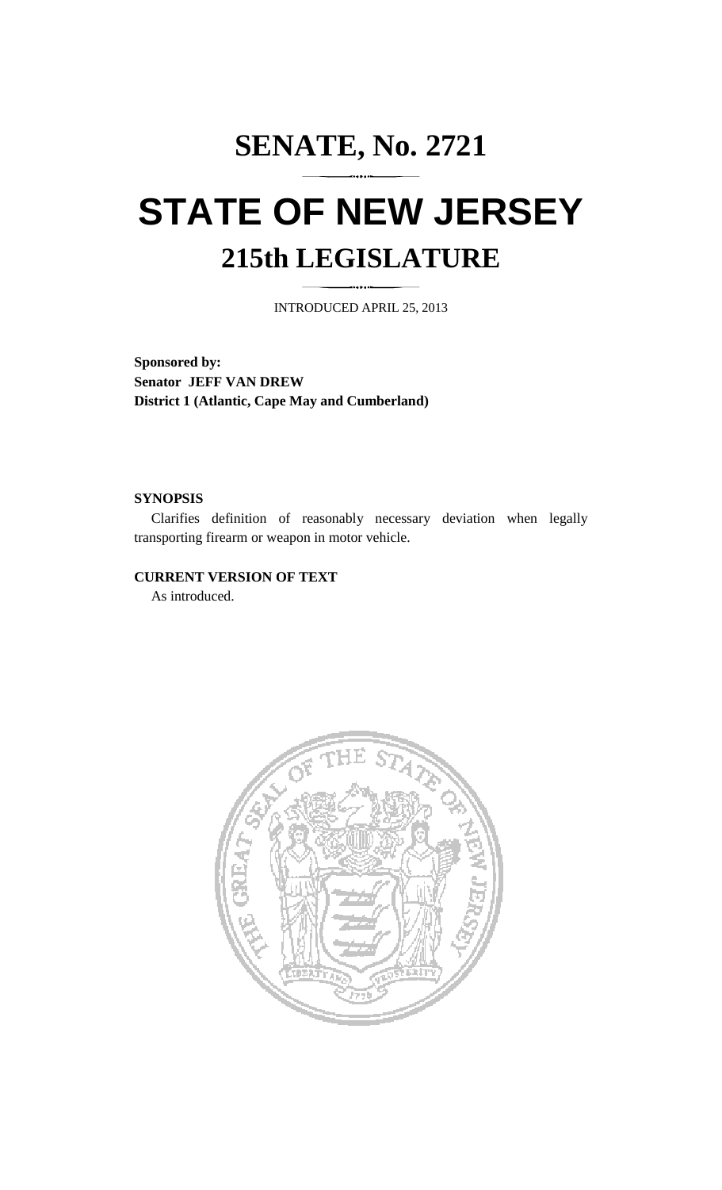# SENATE, No. 2721

# STATE OF NEW JERSEY

## 215th LEGISLATURE

INTRODUCED APRIL 25, 2013

**Sponsored by:**
**Senator JEFF VAN DREW**
**District 1 (Atlantic, Cape May and Cumberland)**

**SYNOPSIS**

Clarifies definition of reasonably necessary deviation when legally transporting firearm or weapon in motor vehicle.

**CURRENT VERSION OF TEXT**

As introduced.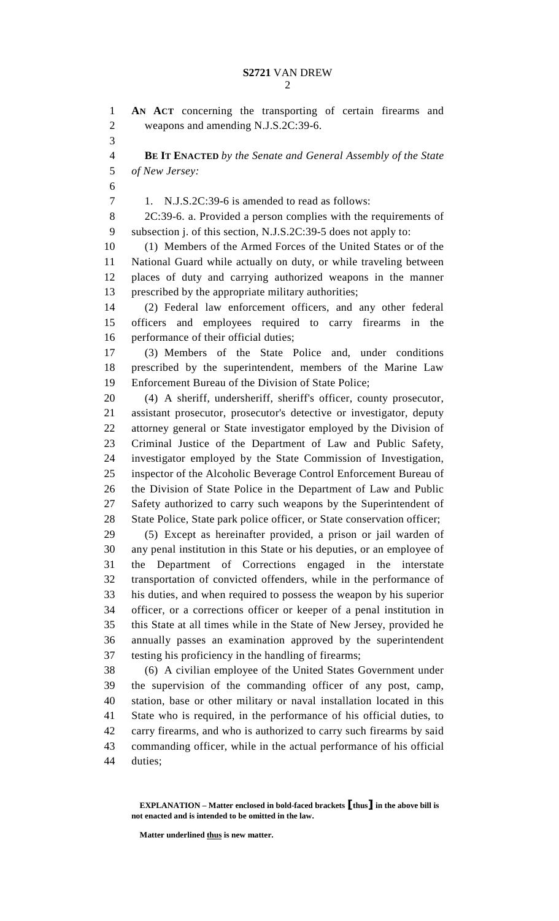**AN ACT** concerning the transporting of certain firearms and weapons and amending N.J.S.2C:39-6.

**BE IT ENACTED** *by the Senate and General Assembly of the State of New Jersey:*

1. N.J.S.2C:39-6 is amended to read as follows:

2C:39-6. a. Provided a person complies with the requirements of subsection j. of this section, N.J.S.2C:39-5 does not apply to:

(1) Members of the Armed Forces of the United States or of the National Guard while actually on duty, or while traveling between places of duty and carrying authorized weapons in the manner prescribed by the appropriate military authorities;

(2) Federal law enforcement officers, and any other federal officers and employees required to carry firearms in the performance of their official duties;

(3) Members of the State Police and, under conditions prescribed by the superintendent, members of the Marine Law Enforcement Bureau of the Division of State Police;

(4) A sheriff, undersheriff, sheriff's officer, county prosecutor, assistant prosecutor, prosecutor's detective or investigator, deputy attorney general or State investigator employed by the Division of Criminal Justice of the Department of Law and Public Safety, investigator employed by the State Commission of Investigation, inspector of the Alcoholic Beverage Control Enforcement Bureau of the Division of State Police in the Department of Law and Public Safety authorized to carry such weapons by the Superintendent of State Police, State park police officer, or State conservation officer;

(5) Except as hereinafter provided, a prison or jail warden of any penal institution in this State or his deputies, or an employee of the Department of Corrections engaged in the interstate transportation of convicted offenders, while in the performance of his duties, and when required to possess the weapon by his superior officer, or a corrections officer or keeper of a penal institution in this State at all times while in the State of New Jersey, provided he annually passes an examination approved by the superintendent testing his proficiency in the handling of firearms;

(6) A civilian employee of the United States Government under the supervision of the commanding officer of any post, camp, station, base or other military or naval installation located in this State who is required, in the performance of his official duties, to carry firearms, and who is authorized to carry such firearms by said commanding officer, while in the actual performance of his official duties;

**EXPLANATION – Matter enclosed in bold-faced brackets [thus] in the above bill is not enacted and is intended to be omitted in the law.**

**Matter underlined thus is new matter.**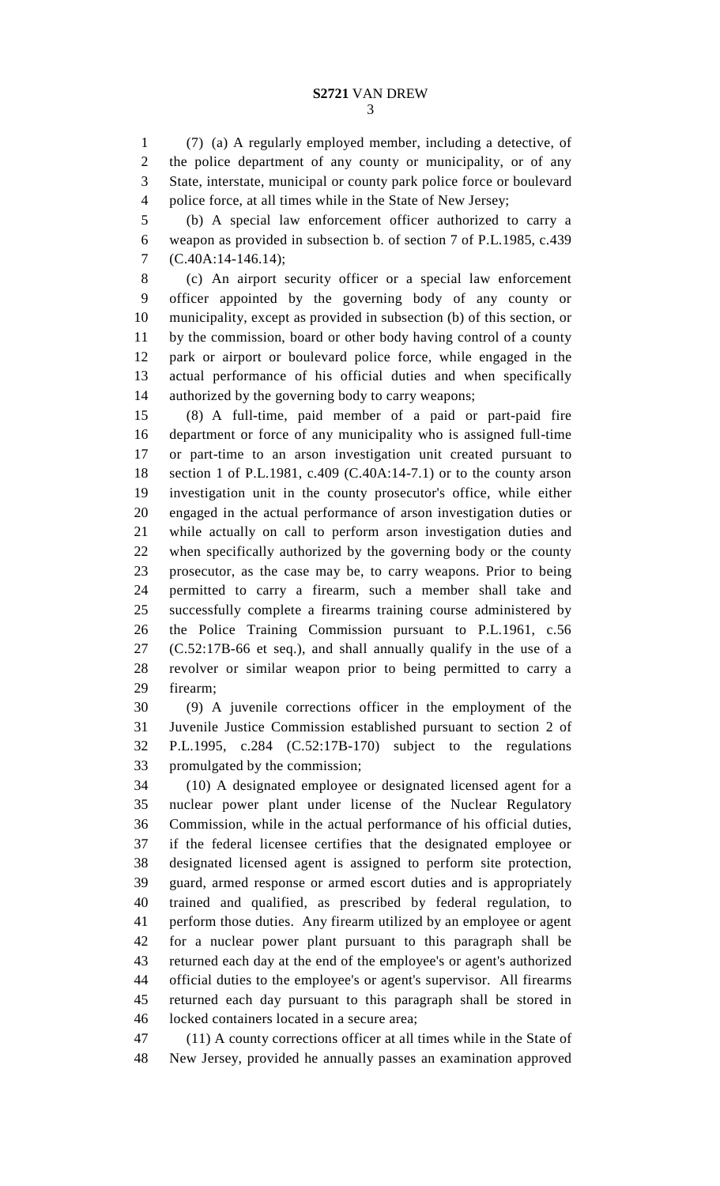(7) (a) A regularly employed member, including a detective, of the police department of any county or municipality, or of any State, interstate, municipal or county park police force or boulevard police force, at all times while in the State of New Jersey;

(b) A special law enforcement officer authorized to carry a weapon as provided in subsection b. of section 7 of P.L.1985, c.439 (C.40A:14-146.14);

(c) An airport security officer or a special law enforcement officer appointed by the governing body of any county or municipality, except as provided in subsection (b) of this section, or by the commission, board or other body having control of a county park or airport or boulevard police force, while engaged in the actual performance of his official duties and when specifically authorized by the governing body to carry weapons;

(8) A full-time, paid member of a paid or part-paid fire department or force of any municipality who is assigned full-time or part-time to an arson investigation unit created pursuant to section 1 of P.L.1981, c.409 (C.40A:14-7.1) or to the county arson investigation unit in the county prosecutor's office, while either engaged in the actual performance of arson investigation duties or while actually on call to perform arson investigation duties and when specifically authorized by the governing body or the county prosecutor, as the case may be, to carry weapons. Prior to being permitted to carry a firearm, such a member shall take and successfully complete a firearms training course administered by the Police Training Commission pursuant to P.L.1961, c.56 (C.52:17B-66 et seq.), and shall annually qualify in the use of a revolver or similar weapon prior to being permitted to carry a firearm;

(9) A juvenile corrections officer in the employment of the Juvenile Justice Commission established pursuant to section 2 of P.L.1995, c.284 (C.52:17B-170) subject to the regulations promulgated by the commission;

(10) A designated employee or designated licensed agent for a nuclear power plant under license of the Nuclear Regulatory Commission, while in the actual performance of his official duties, if the federal licensee certifies that the designated employee or designated licensed agent is assigned to perform site protection, guard, armed response or armed escort duties and is appropriately trained and qualified, as prescribed by federal regulation, to perform those duties. Any firearm utilized by an employee or agent for a nuclear power plant pursuant to this paragraph shall be returned each day at the end of the employee's or agent's authorized official duties to the employee's or agent's supervisor. All firearms returned each day pursuant to this paragraph shall be stored in locked containers located in a secure area;

(11) A county corrections officer at all times while in the State of New Jersey, provided he annually passes an examination approved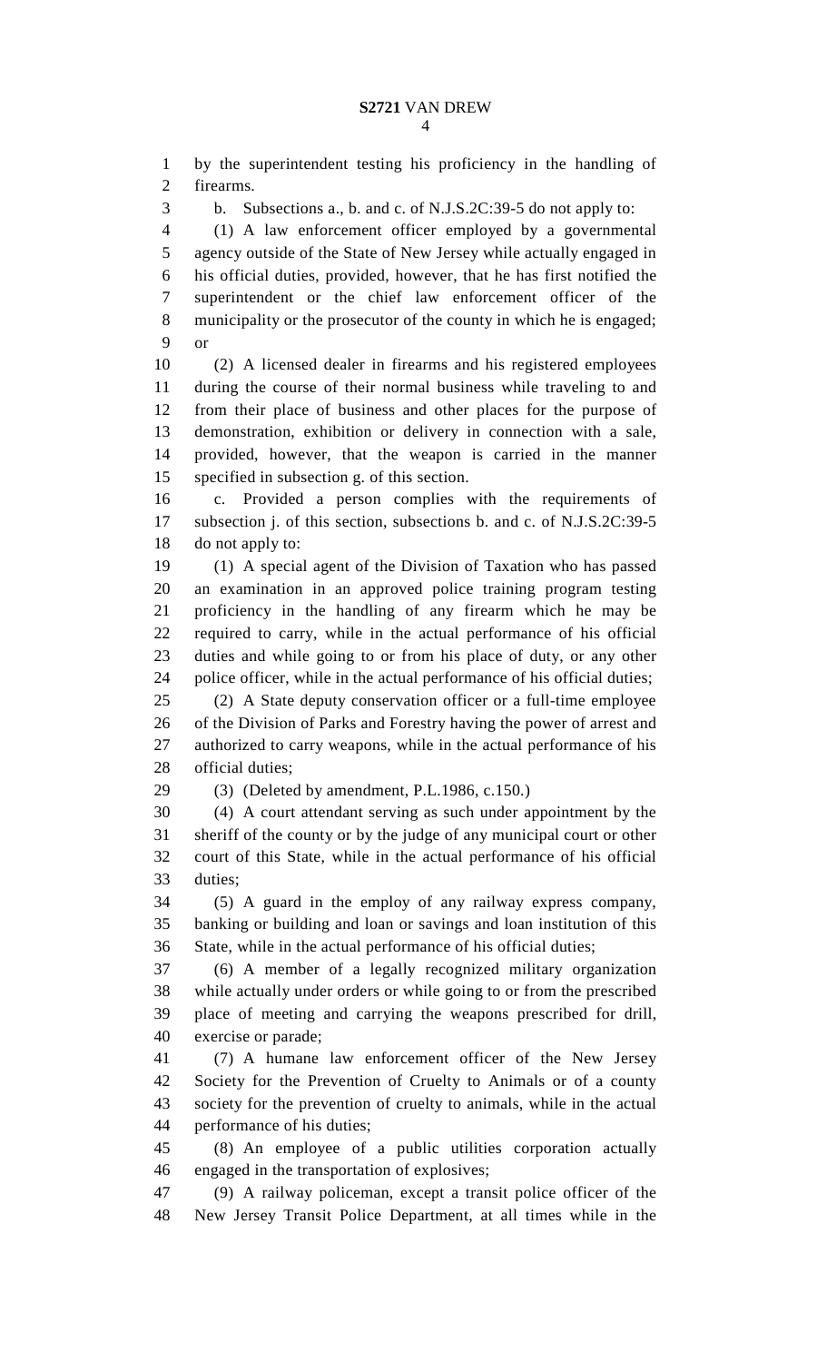by the superintendent testing his proficiency in the handling of firearms.

b. Subsections a., b. and c. of N.J.S.2C:39-5 do not apply to:

(1) A law enforcement officer employed by a governmental agency outside of the State of New Jersey while actually engaged in his official duties, provided, however, that he has first notified the superintendent or the chief law enforcement officer of the municipality or the prosecutor of the county in which he is engaged; or

(2) A licensed dealer in firearms and his registered employees during the course of their normal business while traveling to and from their place of business and other places for the purpose of demonstration, exhibition or delivery in connection with a sale, provided, however, that the weapon is carried in the manner specified in subsection g. of this section.

c. Provided a person complies with the requirements of subsection j. of this section, subsections b. and c. of N.J.S.2C:39-5 do not apply to:

(1) A special agent of the Division of Taxation who has passed an examination in an approved police training program testing proficiency in the handling of any firearm which he may be required to carry, while in the actual performance of his official duties and while going to or from his place of duty, or any other police officer, while in the actual performance of his official duties;

(2) A State deputy conservation officer or a full-time employee of the Division of Parks and Forestry having the power of arrest and authorized to carry weapons, while in the actual performance of his official duties;

(3) (Deleted by amendment, P.L.1986, c.150.)

(4) A court attendant serving as such under appointment by the sheriff of the county or by the judge of any municipal court or other court of this State, while in the actual performance of his official duties;

(5) A guard in the employ of any railway express company, banking or building and loan or savings and loan institution of this State, while in the actual performance of his official duties;

(6) A member of a legally recognized military organization while actually under orders or while going to or from the prescribed place of meeting and carrying the weapons prescribed for drill, exercise or parade;

(7) A humane law enforcement officer of the New Jersey Society for the Prevention of Cruelty to Animals or of a county society for the prevention of cruelty to animals, while in the actual performance of his duties;

(8) An employee of a public utilities corporation actually engaged in the transportation of explosives;

(9) A railway policeman, except a transit police officer of the New Jersey Transit Police Department, at all times while in the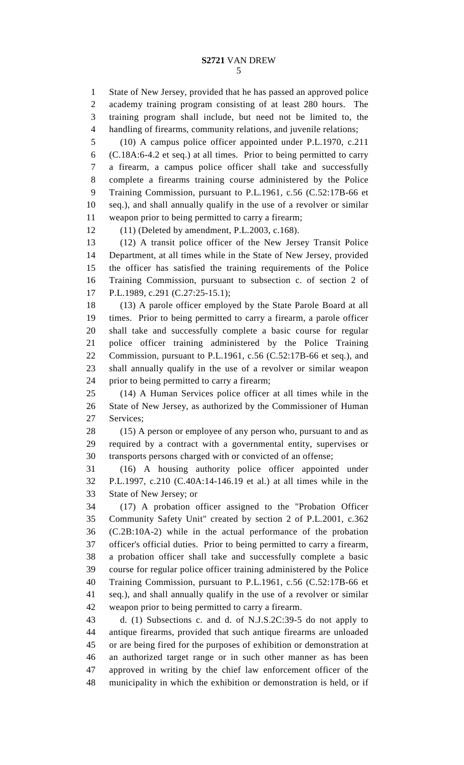State of New Jersey, provided that he has passed an approved police academy training program consisting of at least 280 hours. The training program shall include, but need not be limited to, the handling of firearms, community relations, and juvenile relations;

(10) A campus police officer appointed under P.L.1970, c.211 (C.18A:6-4.2 et seq.) at all times. Prior to being permitted to carry a firearm, a campus police officer shall take and successfully complete a firearms training course administered by the Police Training Commission, pursuant to P.L.1961, c.56 (C.52:17B-66 et seq.), and shall annually qualify in the use of a revolver or similar weapon prior to being permitted to carry a firearm;

(11) (Deleted by amendment, P.L.2003, c.168).

(12) A transit police officer of the New Jersey Transit Police Department, at all times while in the State of New Jersey, provided the officer has satisfied the training requirements of the Police Training Commission, pursuant to subsection c. of section 2 of P.L.1989, c.291 (C.27:25-15.1);

(13) A parole officer employed by the State Parole Board at all times. Prior to being permitted to carry a firearm, a parole officer shall take and successfully complete a basic course for regular police officer training administered by the Police Training Commission, pursuant to P.L.1961, c.56 (C.52:17B-66 et seq.), and shall annually qualify in the use of a revolver or similar weapon prior to being permitted to carry a firearm;

(14) A Human Services police officer at all times while in the State of New Jersey, as authorized by the Commissioner of Human Services;

(15) A person or employee of any person who, pursuant to and as required by a contract with a governmental entity, supervises or transports persons charged with or convicted of an offense;

(16) A housing authority police officer appointed under P.L.1997, c.210 (C.40A:14-146.19 et al.) at all times while in the State of New Jersey; or

(17) A probation officer assigned to the "Probation Officer Community Safety Unit" created by section 2 of P.L.2001, c.362 (C.2B:10A-2) while in the actual performance of the probation officer's official duties. Prior to being permitted to carry a firearm, a probation officer shall take and successfully complete a basic course for regular police officer training administered by the Police Training Commission, pursuant to P.L.1961, c.56 (C.52:17B-66 et seq.), and shall annually qualify in the use of a revolver or similar weapon prior to being permitted to carry a firearm.

d. (1) Subsections c. and d. of N.J.S.2C:39-5 do not apply to antique firearms, provided that such antique firearms are unloaded or are being fired for the purposes of exhibition or demonstration at an authorized target range or in such other manner as has been approved in writing by the chief law enforcement officer of the municipality in which the exhibition or demonstration is held, or if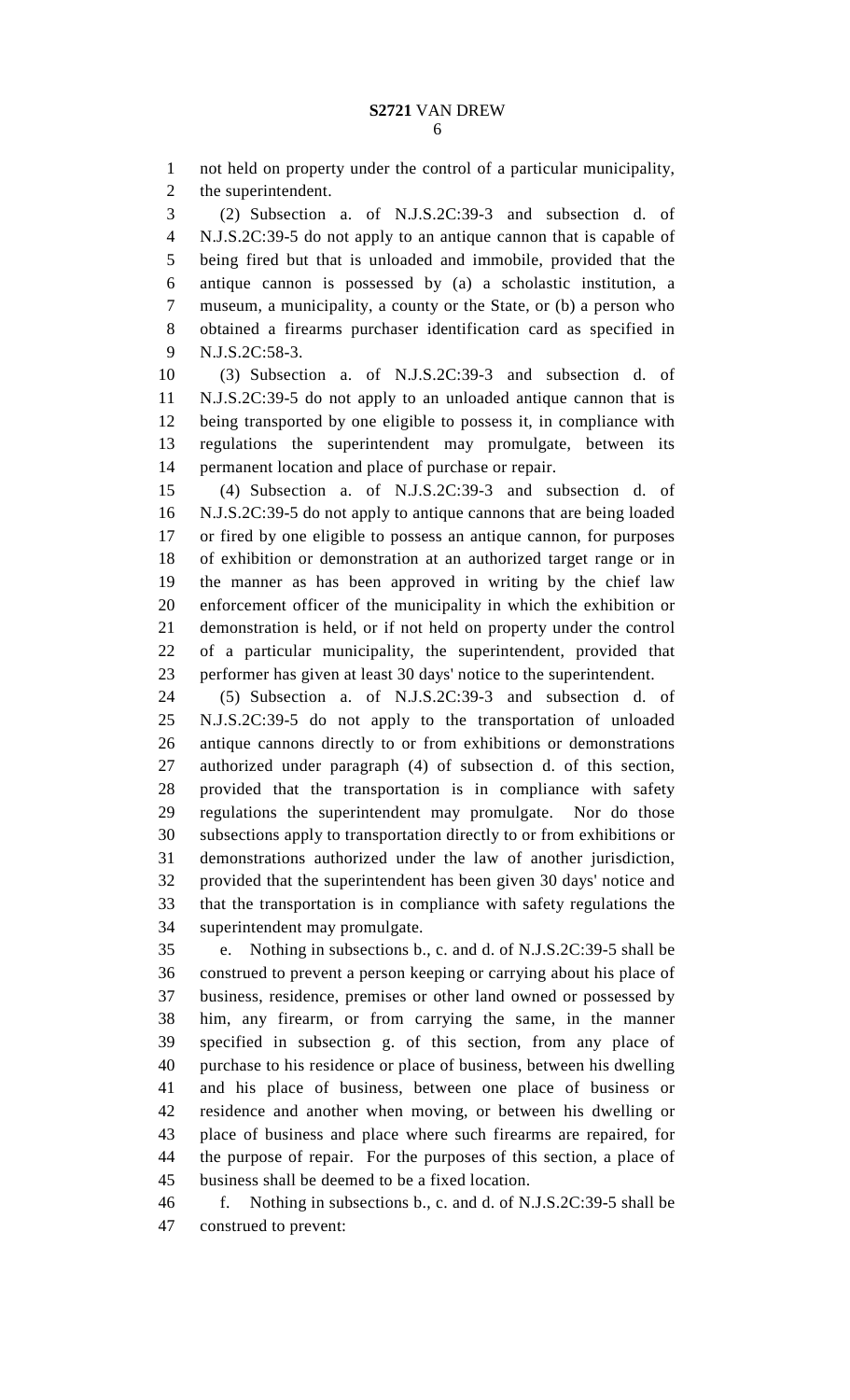not held on property under the control of a particular municipality, the superintendent.

(2) Subsection a. of N.J.S.2C:39-3 and subsection d. of N.J.S.2C:39-5 do not apply to an antique cannon that is capable of being fired but that is unloaded and immobile, provided that the antique cannon is possessed by (a) a scholastic institution, a museum, a municipality, a county or the State, or (b) a person who obtained a firearms purchaser identification card as specified in N.J.S.2C:58-3.

(3) Subsection a. of N.J.S.2C:39-3 and subsection d. of N.J.S.2C:39-5 do not apply to an unloaded antique cannon that is being transported by one eligible to possess it, in compliance with regulations the superintendent may promulgate, between its permanent location and place of purchase or repair.

(4) Subsection a. of N.J.S.2C:39-3 and subsection d. of N.J.S.2C:39-5 do not apply to antique cannons that are being loaded or fired by one eligible to possess an antique cannon, for purposes of exhibition or demonstration at an authorized target range or in the manner as has been approved in writing by the chief law enforcement officer of the municipality in which the exhibition or demonstration is held, or if not held on property under the control of a particular municipality, the superintendent, provided that performer has given at least 30 days' notice to the superintendent.

(5) Subsection a. of N.J.S.2C:39-3 and subsection d. of N.J.S.2C:39-5 do not apply to the transportation of unloaded antique cannons directly to or from exhibitions or demonstrations authorized under paragraph (4) of subsection d. of this section, provided that the transportation is in compliance with safety regulations the superintendent may promulgate. Nor do those subsections apply to transportation directly to or from exhibitions or demonstrations authorized under the law of another jurisdiction, provided that the superintendent has been given 30 days' notice and that the transportation is in compliance with safety regulations the superintendent may promulgate.

e. Nothing in subsections b., c. and d. of N.J.S.2C:39-5 shall be construed to prevent a person keeping or carrying about his place of business, residence, premises or other land owned or possessed by him, any firearm, or from carrying the same, in the manner specified in subsection g. of this section, from any place of purchase to his residence or place of business, between his dwelling and his place of business, between one place of business or residence and another when moving, or between his dwelling or place of business and place where such firearms are repaired, for the purpose of repair. For the purposes of this section, a place of business shall be deemed to be a fixed location.

f. Nothing in subsections b., c. and d. of N.J.S.2C:39-5 shall be construed to prevent: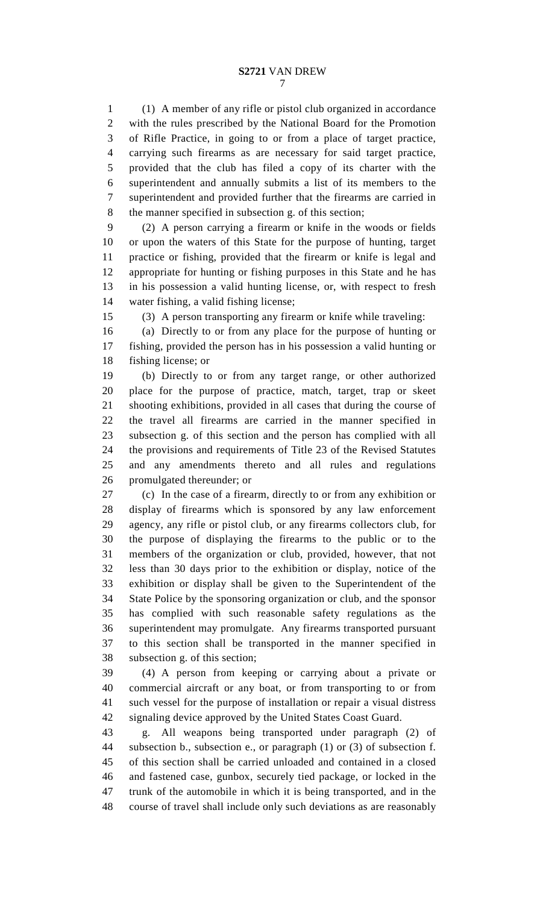(1) A member of any rifle or pistol club organized in accordance with the rules prescribed by the National Board for the Promotion of Rifle Practice, in going to or from a place of target practice, carrying such firearms as are necessary for said target practice, provided that the club has filed a copy of its charter with the superintendent and annually submits a list of its members to the superintendent and provided further that the firearms are carried in the manner specified in subsection g. of this section;

(2) A person carrying a firearm or knife in the woods or fields or upon the waters of this State for the purpose of hunting, target practice or fishing, provided that the firearm or knife is legal and appropriate for hunting or fishing purposes in this State and he has in his possession a valid hunting license, or, with respect to fresh water fishing, a valid fishing license;

(3) A person transporting any firearm or knife while traveling:

(a) Directly to or from any place for the purpose of hunting or fishing, provided the person has in his possession a valid hunting or fishing license; or

(b) Directly to or from any target range, or other authorized place for the purpose of practice, match, target, trap or skeet shooting exhibitions, provided in all cases that during the course of the travel all firearms are carried in the manner specified in subsection g. of this section and the person has complied with all the provisions and requirements of Title 23 of the Revised Statutes and any amendments thereto and all rules and regulations promulgated thereunder; or

(c) In the case of a firearm, directly to or from any exhibition or display of firearms which is sponsored by any law enforcement agency, any rifle or pistol club, or any firearms collectors club, for the purpose of displaying the firearms to the public or to the members of the organization or club, provided, however, that not less than 30 days prior to the exhibition or display, notice of the exhibition or display shall be given to the Superintendent of the State Police by the sponsoring organization or club, and the sponsor has complied with such reasonable safety regulations as the superintendent may promulgate. Any firearms transported pursuant to this section shall be transported in the manner specified in subsection g. of this section;

(4) A person from keeping or carrying about a private or commercial aircraft or any boat, or from transporting to or from such vessel for the purpose of installation or repair a visual distress signaling device approved by the United States Coast Guard.

g. All weapons being transported under paragraph (2) of subsection b., subsection e., or paragraph (1) or (3) of subsection f. of this section shall be carried unloaded and contained in a closed and fastened case, gunbox, securely tied package, or locked in the trunk of the automobile in which it is being transported, and in the course of travel shall include only such deviations as are reasonably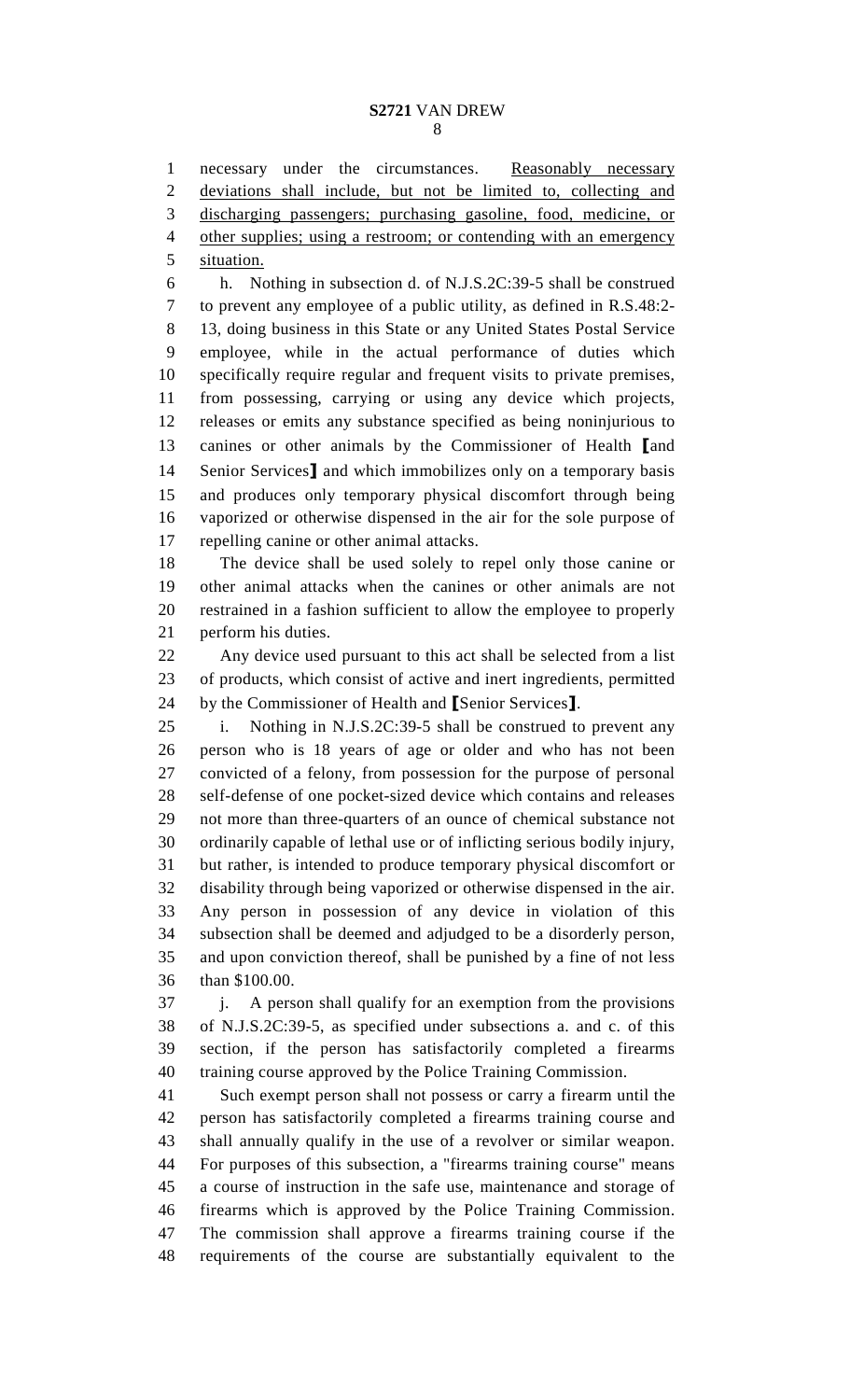necessary under the circumstances. <u>Reasonably necessary deviations shall include, but not be limited to, collecting and discharging passengers; purchasing gasoline, food, medicine, or other supplies; using a restroom; or contending with an emergency situation.</u>

h. Nothing in subsection d. of N.J.S.2C:39-5 shall be construed to prevent any employee of a public utility, as defined in R.S.48:2-13, doing business in this State or any United States Postal Service employee, while in the actual performance of duties which specifically require regular and frequent visits to private premises, from possessing, carrying or using any device which projects, releases or emits any substance specified as being noninjurious to canines or other animals by the Commissioner of Health ⟦and Senior Services⟧ and which immobilizes only on a temporary basis and produces only temporary physical discomfort through being vaporized or otherwise dispensed in the air for the sole purpose of repelling canine or other animal attacks.

The device shall be used solely to repel only those canine or other animal attacks when the canines or other animals are not restrained in a fashion sufficient to allow the employee to properly perform his duties.

Any device used pursuant to this act shall be selected from a list of products, which consist of active and inert ingredients, permitted by the Commissioner of Health and ⟦Senior Services⟧.

i. Nothing in N.J.S.2C:39-5 shall be construed to prevent any person who is 18 years of age or older and who has not been convicted of a felony, from possession for the purpose of personal self-defense of one pocket-sized device which contains and releases not more than three-quarters of an ounce of chemical substance not ordinarily capable of lethal use or of inflicting serious bodily injury, but rather, is intended to produce temporary physical discomfort or disability through being vaporized or otherwise dispensed in the air. Any person in possession of any device in violation of this subsection shall be deemed and adjudged to be a disorderly person, and upon conviction thereof, shall be punished by a fine of not less than $100.00.

j. A person shall qualify for an exemption from the provisions of N.J.S.2C:39-5, as specified under subsections a. and c. of this section, if the person has satisfactorily completed a firearms training course approved by the Police Training Commission.

Such exempt person shall not possess or carry a firearm until the person has satisfactorily completed a firearms training course and shall annually qualify in the use of a revolver or similar weapon. For purposes of this subsection, a "firearms training course" means a course of instruction in the safe use, maintenance and storage of firearms which is approved by the Police Training Commission. The commission shall approve a firearms training course if the requirements of the course are substantially equivalent to the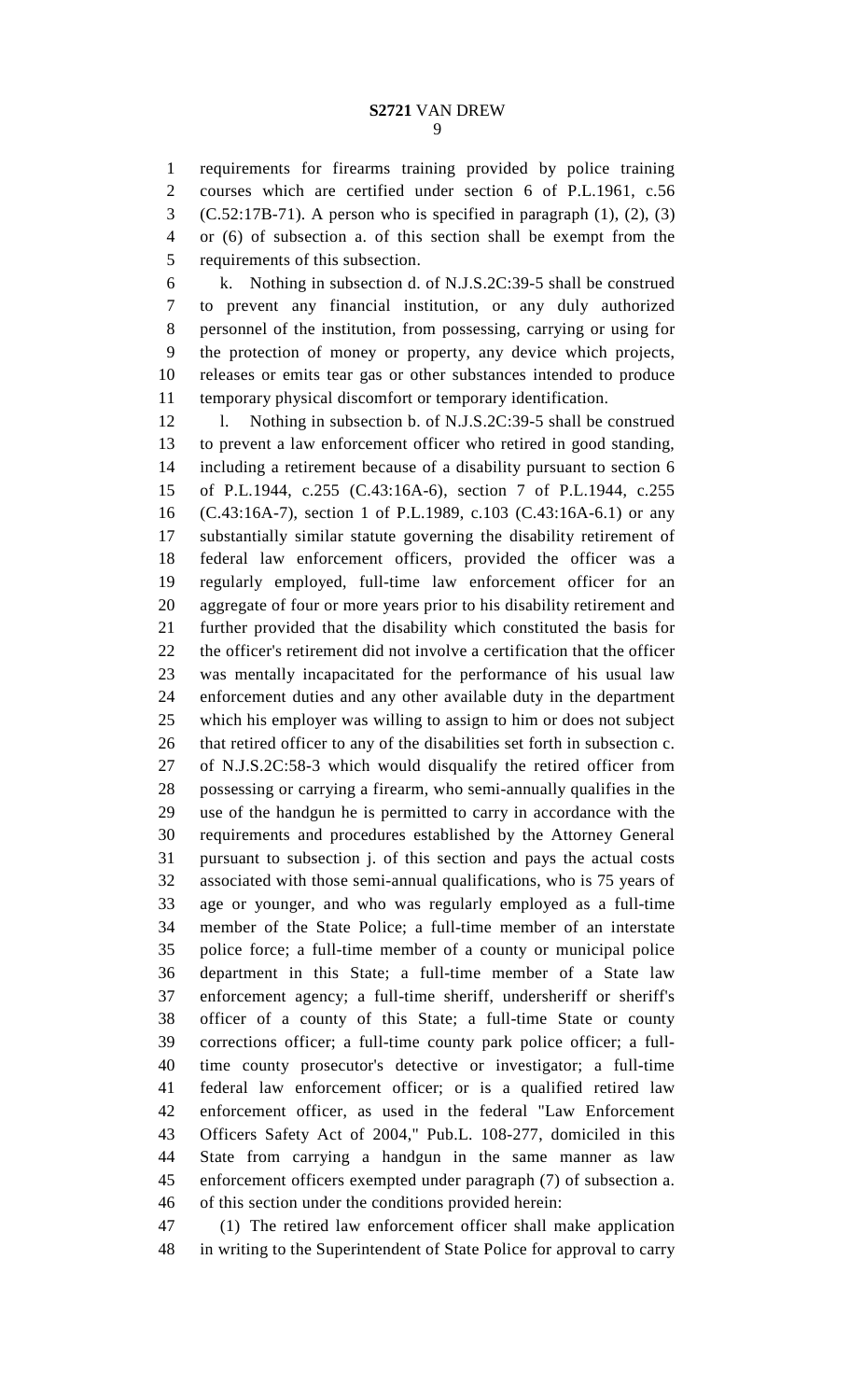requirements for firearms training provided by police training courses which are certified under section 6 of P.L.1961, c.56 (C.52:17B-71). A person who is specified in paragraph (1), (2), (3) or (6) of subsection a. of this section shall be exempt from the requirements of this subsection.

k. Nothing in subsection d. of N.J.S.2C:39-5 shall be construed to prevent any financial institution, or any duly authorized personnel of the institution, from possessing, carrying or using for the protection of money or property, any device which projects, releases or emits tear gas or other substances intended to produce temporary physical discomfort or temporary identification.

l. Nothing in subsection b. of N.J.S.2C:39-5 shall be construed to prevent a law enforcement officer who retired in good standing, including a retirement because of a disability pursuant to section 6 of P.L.1944, c.255 (C.43:16A-6), section 7 of P.L.1944, c.255 (C.43:16A-7), section 1 of P.L.1989, c.103 (C.43:16A-6.1) or any substantially similar statute governing the disability retirement of federal law enforcement officers, provided the officer was a regularly employed, full-time law enforcement officer for an aggregate of four or more years prior to his disability retirement and further provided that the disability which constituted the basis for the officer's retirement did not involve a certification that the officer was mentally incapacitated for the performance of his usual law enforcement duties and any other available duty in the department which his employer was willing to assign to him or does not subject that retired officer to any of the disabilities set forth in subsection c. of N.J.S.2C:58-3 which would disqualify the retired officer from possessing or carrying a firearm, who semi-annually qualifies in the use of the handgun he is permitted to carry in accordance with the requirements and procedures established by the Attorney General pursuant to subsection j. of this section and pays the actual costs associated with those semi-annual qualifications, who is 75 years of age or younger, and who was regularly employed as a full-time member of the State Police; a full-time member of an interstate police force; a full-time member of a county or municipal police department in this State; a full-time member of a State law enforcement agency; a full-time sheriff, undersheriff or sheriff's officer of a county of this State; a full-time State or county corrections officer; a full-time county park police officer; a full-time county prosecutor's detective or investigator; a full-time federal law enforcement officer; or is a qualified retired law enforcement officer, as used in the federal "Law Enforcement Officers Safety Act of 2004," Pub.L. 108-277, domiciled in this State from carrying a handgun in the same manner as law enforcement officers exempted under paragraph (7) of subsection a. of this section under the conditions provided herein:

(1) The retired law enforcement officer shall make application in writing to the Superintendent of State Police for approval to carry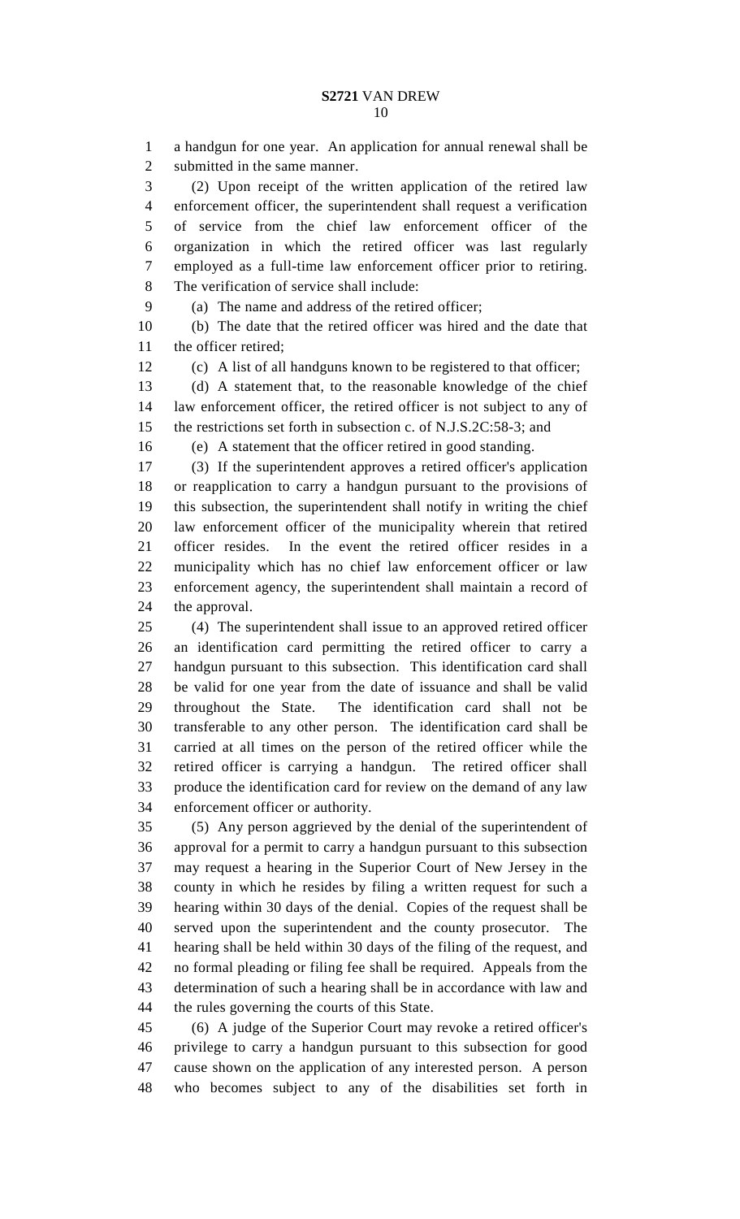a handgun for one year. An application for annual renewal shall be submitted in the same manner.

(2) Upon receipt of the written application of the retired law enforcement officer, the superintendent shall request a verification of service from the chief law enforcement officer of the organization in which the retired officer was last regularly employed as a full-time law enforcement officer prior to retiring. The verification of service shall include:

(a) The name and address of the retired officer;

(b) The date that the retired officer was hired and the date that the officer retired;

(c) A list of all handguns known to be registered to that officer;

(d) A statement that, to the reasonable knowledge of the chief law enforcement officer, the retired officer is not subject to any of the restrictions set forth in subsection c. of N.J.S.2C:58-3; and

(e) A statement that the officer retired in good standing.

(3) If the superintendent approves a retired officer's application or reapplication to carry a handgun pursuant to the provisions of this subsection, the superintendent shall notify in writing the chief law enforcement officer of the municipality wherein that retired officer resides. In the event the retired officer resides in a municipality which has no chief law enforcement officer or law enforcement agency, the superintendent shall maintain a record of the approval.

(4) The superintendent shall issue to an approved retired officer an identification card permitting the retired officer to carry a handgun pursuant to this subsection. This identification card shall be valid for one year from the date of issuance and shall be valid throughout the State. The identification card shall not be transferable to any other person. The identification card shall be carried at all times on the person of the retired officer while the retired officer is carrying a handgun. The retired officer shall produce the identification card for review on the demand of any law enforcement officer or authority.

(5) Any person aggrieved by the denial of the superintendent of approval for a permit to carry a handgun pursuant to this subsection may request a hearing in the Superior Court of New Jersey in the county in which he resides by filing a written request for such a hearing within 30 days of the denial. Copies of the request shall be served upon the superintendent and the county prosecutor. The hearing shall be held within 30 days of the filing of the request, and no formal pleading or filing fee shall be required. Appeals from the determination of such a hearing shall be in accordance with law and the rules governing the courts of this State.

(6) A judge of the Superior Court may revoke a retired officer's privilege to carry a handgun pursuant to this subsection for good cause shown on the application of any interested person. A person who becomes subject to any of the disabilities set forth in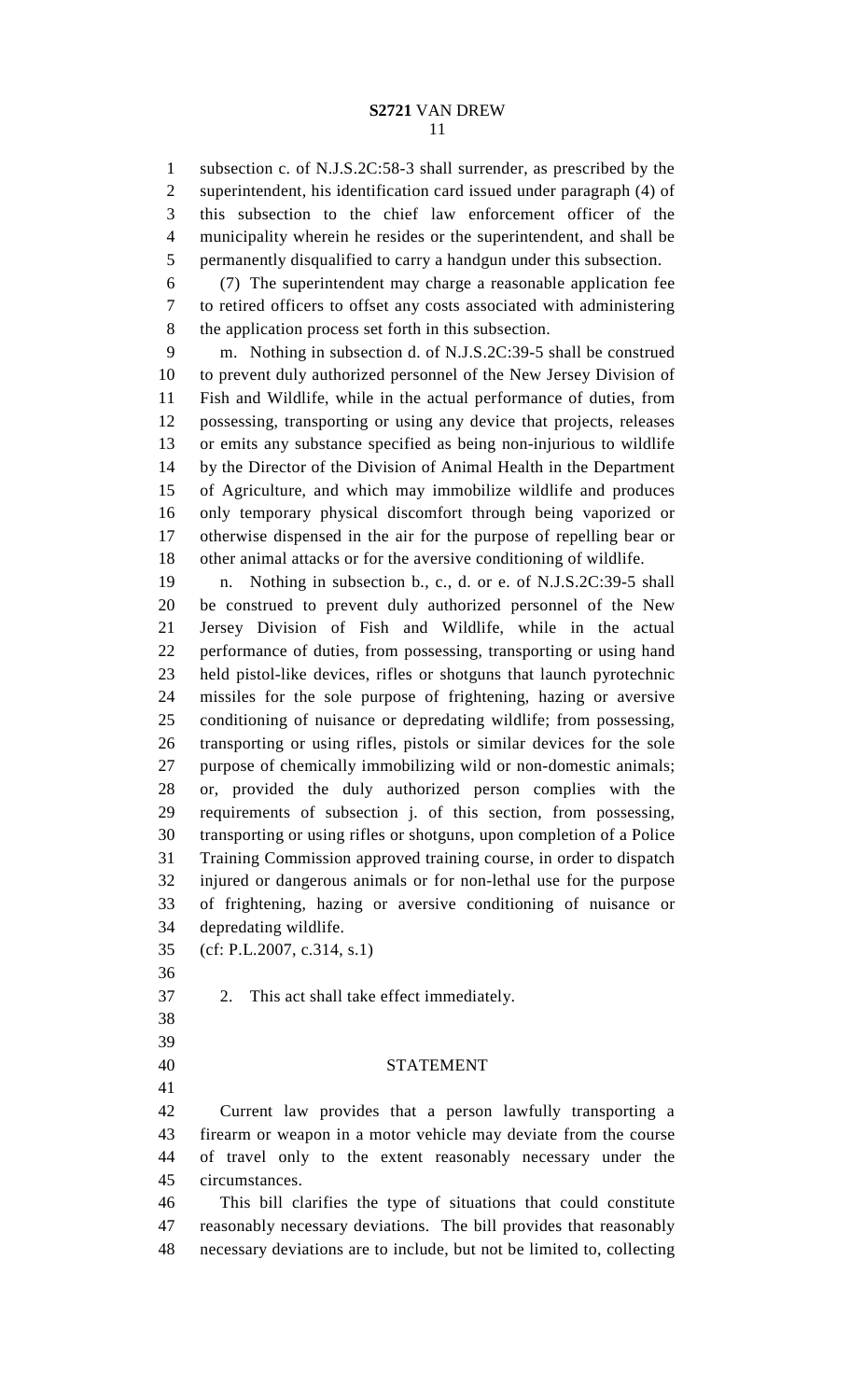subsection c. of N.J.S.2C:58-3 shall surrender, as prescribed by the superintendent, his identification card issued under paragraph (4) of this subsection to the chief law enforcement officer of the municipality wherein he resides or the superintendent, and shall be permanently disqualified to carry a handgun under this subsection.

(7) The superintendent may charge a reasonable application fee to retired officers to offset any costs associated with administering the application process set forth in this subsection.

m. Nothing in subsection d. of N.J.S.2C:39-5 shall be construed to prevent duly authorized personnel of the New Jersey Division of Fish and Wildlife, while in the actual performance of duties, from possessing, transporting or using any device that projects, releases or emits any substance specified as being non-injurious to wildlife by the Director of the Division of Animal Health in the Department of Agriculture, and which may immobilize wildlife and produces only temporary physical discomfort through being vaporized or otherwise dispensed in the air for the purpose of repelling bear or other animal attacks or for the aversive conditioning of wildlife.

n. Nothing in subsection b., c., d. or e. of N.J.S.2C:39-5 shall be construed to prevent duly authorized personnel of the New Jersey Division of Fish and Wildlife, while in the actual performance of duties, from possessing, transporting or using hand held pistol-like devices, rifles or shotguns that launch pyrotechnic missiles for the sole purpose of frightening, hazing or aversive conditioning of nuisance or depredating wildlife; from possessing, transporting or using rifles, pistols or similar devices for the sole purpose of chemically immobilizing wild or non-domestic animals; or, provided the duly authorized person complies with the requirements of subsection j. of this section, from possessing, transporting or using rifles or shotguns, upon completion of a Police Training Commission approved training course, in order to dispatch injured or dangerous animals or for non-lethal use for the purpose of frightening, hazing or aversive conditioning of nuisance or depredating wildlife.

(cf: P.L.2007, c.314, s.1)

2. This act shall take effect immediately.

## STATEMENT

Current law provides that a person lawfully transporting a firearm or weapon in a motor vehicle may deviate from the course of travel only to the extent reasonably necessary under the circumstances.

This bill clarifies the type of situations that could constitute reasonably necessary deviations. The bill provides that reasonably necessary deviations are to include, but not be limited to, collecting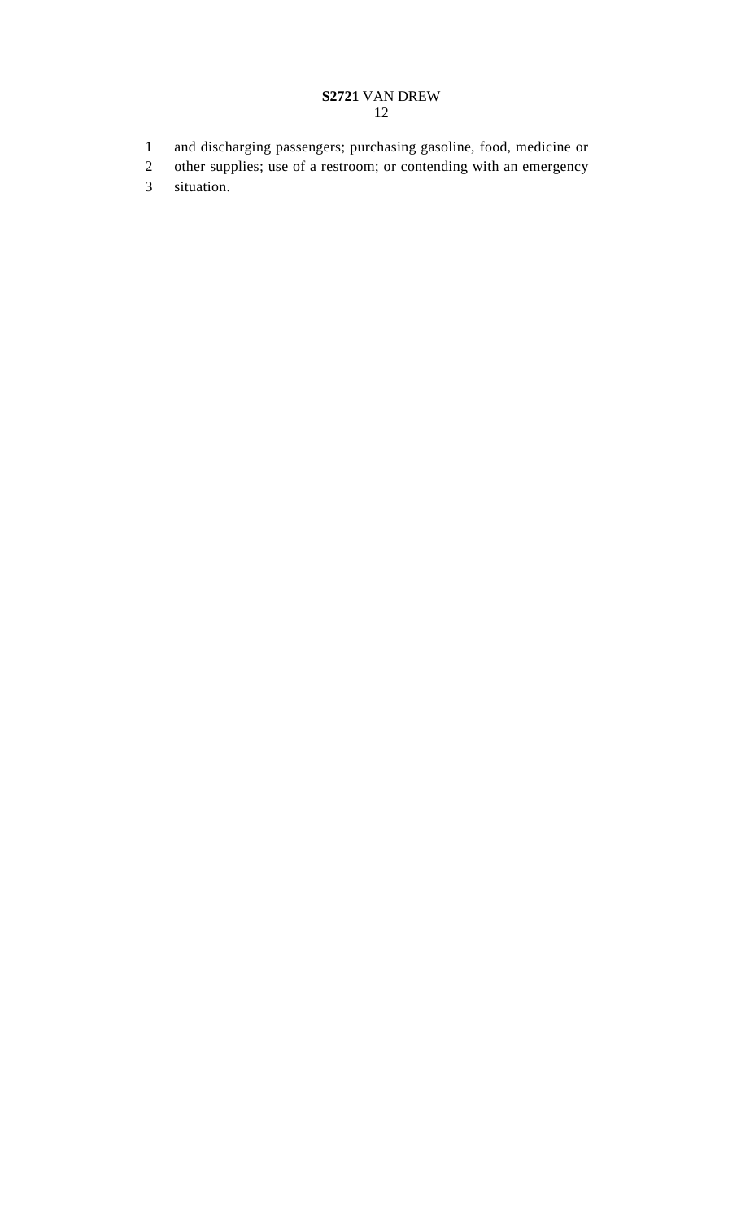and discharging passengers; purchasing gasoline, food, medicine or other supplies; use of a restroom; or contending with an emergency situation.